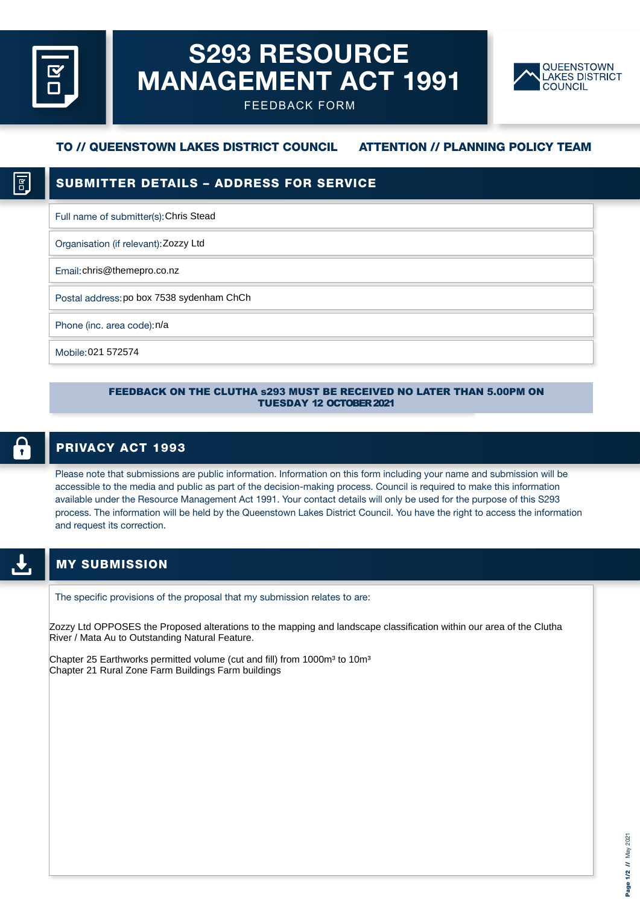# S293 RESOURCE MANAGEMENT ACT 1991

FEEDBACK FORM

QUEENSTOWN LAKES DISTRICT COUNCIL

**TO // QUEENSTOWN LAKES DISTRICT COUNCIL** **ATTENTION // PLANNING POLICY TEAM**

## SUBMITTER DETAILS – ADDRESS FOR SERVICE

Full name of submitter(s): Chris Stead

Organisation (if relevant): Zozzy Ltd

Email: chris@themepro.co.nz

Postal address: po box 7538 sydenham ChCh

Phone (inc. area code): n/a

Mobile: 021 572574

**FEEDBACK ON THE CLUTHA s293 MUST BE RECEIVED NO LATER THAN 5.00PM ON TUESDAY 12 OCTOBER 2021**

## PRIVACY ACT 1993

Please note that submissions are public information. Information on this form including your name and submission will be accessible to the media and public as part of the decision-making process. Council is required to make this information available under the Resource Management Act 1991. Your contact details will only be used for the purpose of this S293 process. The information will be held by the Queenstown Lakes District Council. You have the right to access the information and request its correction.

## MY SUBMISSION

The specific provisions of the proposal that my submission relates to are:

Zozzy Ltd OPPOSES the Proposed alterations to the mapping and landscape classification within our area of the Clutha River / Mata Au to Outstanding Natural Feature.

Chapter 25 Earthworks permitted volume (cut and fill) from 1000m³ to 10m³
Chapter 21 Rural Zone Farm Buildings Farm buildings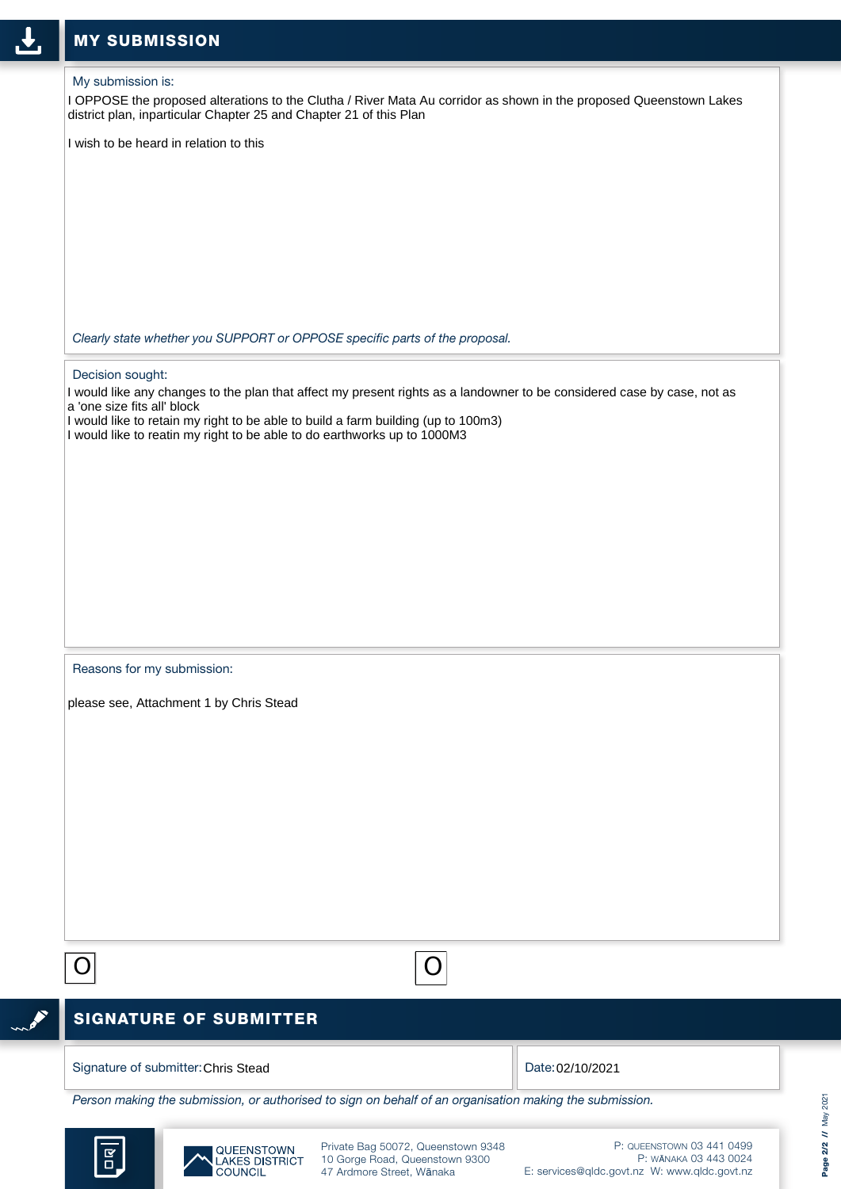## MY SUBMISSION

My submission is:

I OPPOSE the proposed alterations to the Clutha / River Mata Au corridor as shown in the proposed Queenstown Lakes district plan, inparticular Chapter 25 and Chapter 21 of this Plan

I wish to be heard in relation to this

*Clearly state whether you SUPPORT or OPPOSE specific parts of the proposal.*

Decision sought:

I would like any changes to the plan that affect my present rights as a landowner to be considered case by case, not as a 'one size fits all' block
I would like to retain my right to be able to build a farm building (up to 100m3)
I would like to reatin my right to be able to do earthworks up to 1000M3

Reasons for my submission:

please see, Attachment 1 by Chris Stead

O O

## SIGNATURE OF SUBMITTER

Signature of submitter: Chris Stead

Date: 02/10/2021

*Person making the submission, or authorised to sign on behalf of an organisation making the submission.*

QUEENSTOWN LAKES DISTRICT COUNCIL

Private Bag 50072, Queenstown 9348
10 Gorge Road, Queenstown 9300
47 Ardmore Street, Wānaka

P: QUEENSTOWN 03 441 0499
P: WĀNAKA 03 443 0024
E: services@qldc.govt.nz W: www.qldc.govt.nz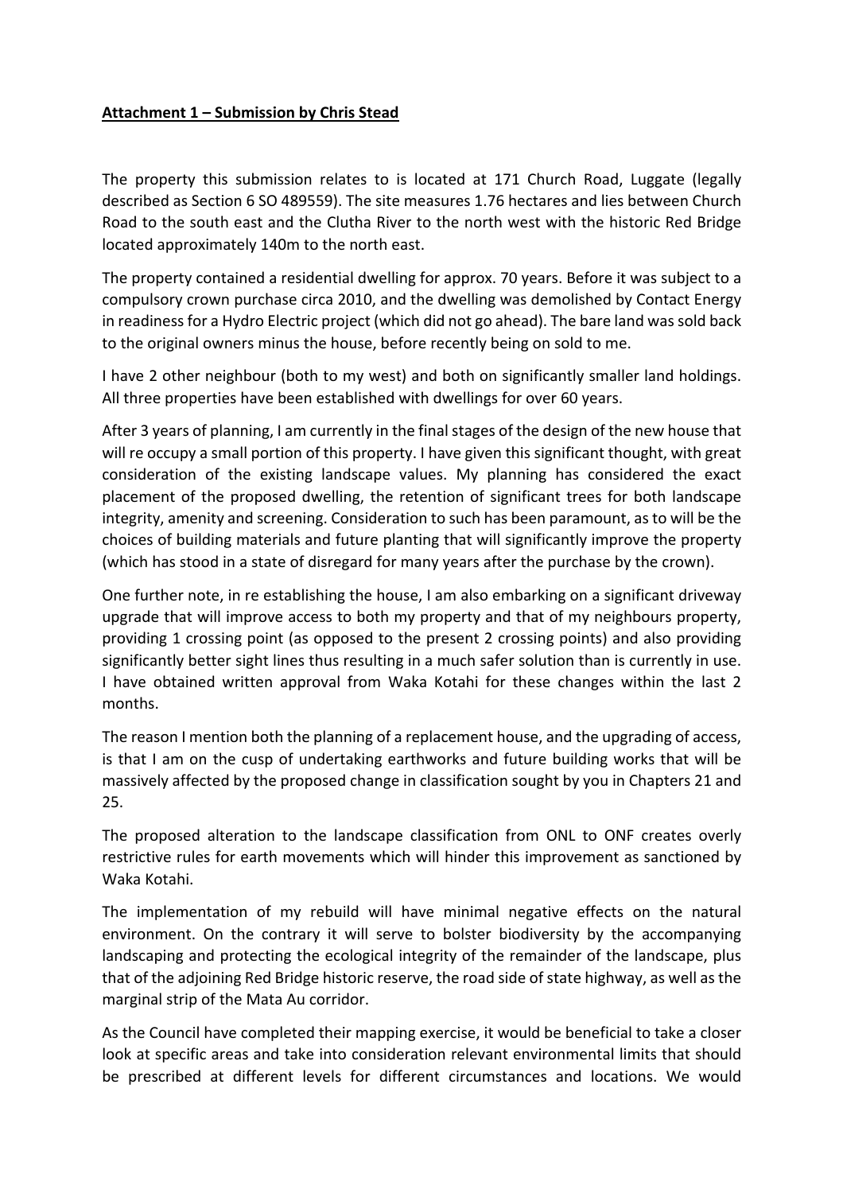**Attachment 1 – Submission by Chris Stead**

The property this submission relates to is located at 171 Church Road, Luggate (legally described as Section 6 SO 489559). The site measures 1.76 hectares and lies between Church Road to the south east and the Clutha River to the north west with the historic Red Bridge located approximately 140m to the north east.

The property contained a residential dwelling for approx. 70 years. Before it was subject to a compulsory crown purchase circa 2010, and the dwelling was demolished by Contact Energy in readiness for a Hydro Electric project (which did not go ahead). The bare land was sold back to the original owners minus the house, before recently being on sold to me.

I have 2 other neighbour (both to my west) and both on significantly smaller land holdings. All three properties have been established with dwellings for over 60 years.

After 3 years of planning, I am currently in the final stages of the design of the new house that will re occupy a small portion of this property. I have given this significant thought, with great consideration of the existing landscape values. My planning has considered the exact placement of the proposed dwelling, the retention of significant trees for both landscape integrity, amenity and screening. Consideration to such has been paramount, as to will be the choices of building materials and future planting that will significantly improve the property (which has stood in a state of disregard for many years after the purchase by the crown).

One further note, in re establishing the house, I am also embarking on a significant driveway upgrade that will improve access to both my property and that of my neighbours property, providing 1 crossing point (as opposed to the present 2 crossing points) and also providing significantly better sight lines thus resulting in a much safer solution than is currently in use. I have obtained written approval from Waka Kotahi for these changes within the last 2 months.

The reason I mention both the planning of a replacement house, and the upgrading of access, is that I am on the cusp of undertaking earthworks and future building works that will be massively affected by the proposed change in classification sought by you in Chapters 21 and 25.

The proposed alteration to the landscape classification from ONL to ONF creates overly restrictive rules for earth movements which will hinder this improvement as sanctioned by Waka Kotahi.

The implementation of my rebuild will have minimal negative effects on the natural environment. On the contrary it will serve to bolster biodiversity by the accompanying landscaping and protecting the ecological integrity of the remainder of the landscape, plus that of the adjoining Red Bridge historic reserve, the road side of state highway, as well as the marginal strip of the Mata Au corridor.

As the Council have completed their mapping exercise, it would be beneficial to take a closer look at specific areas and take into consideration relevant environmental limits that should be prescribed at different levels for different circumstances and locations. We would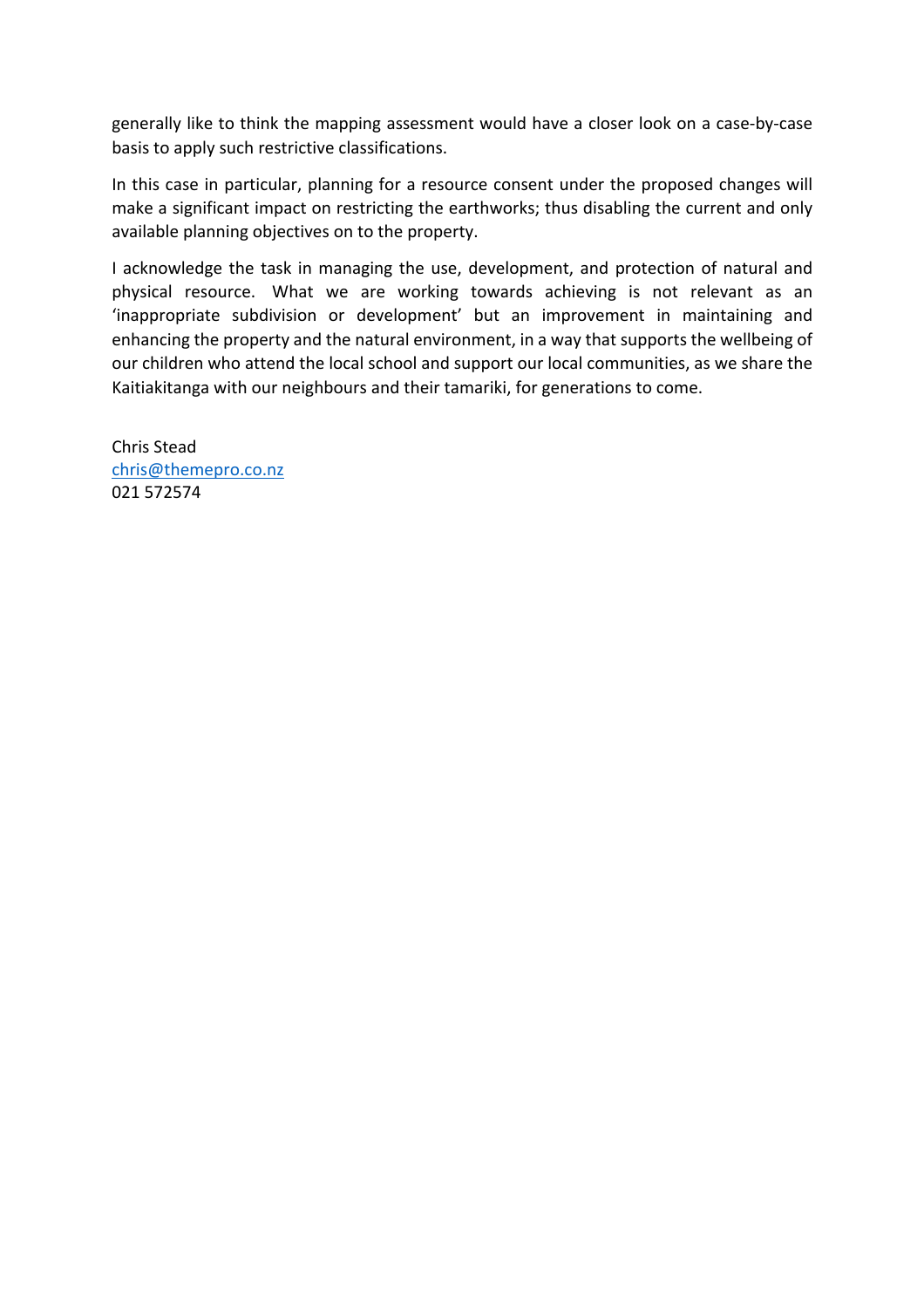generally like to think the mapping assessment would have a closer look on a case-by-case basis to apply such restrictive classifications.

In this case in particular, planning for a resource consent under the proposed changes will make a significant impact on restricting the earthworks; thus disabling the current and only available planning objectives on to the property.

I acknowledge the task in managing the use, development, and protection of natural and physical resource. What we are working towards achieving is not relevant as an 'inappropriate subdivision or development' but an improvement in maintaining and enhancing the property and the natural environment, in a way that supports the wellbeing of our children who attend the local school and support our local communities, as we share the Kaitiakitanga with our neighbours and their tamariki, for generations to come.

Chris Stead
[chris@themepro.co.nz](mailto:chris@themepro.co.nz)
021 572574